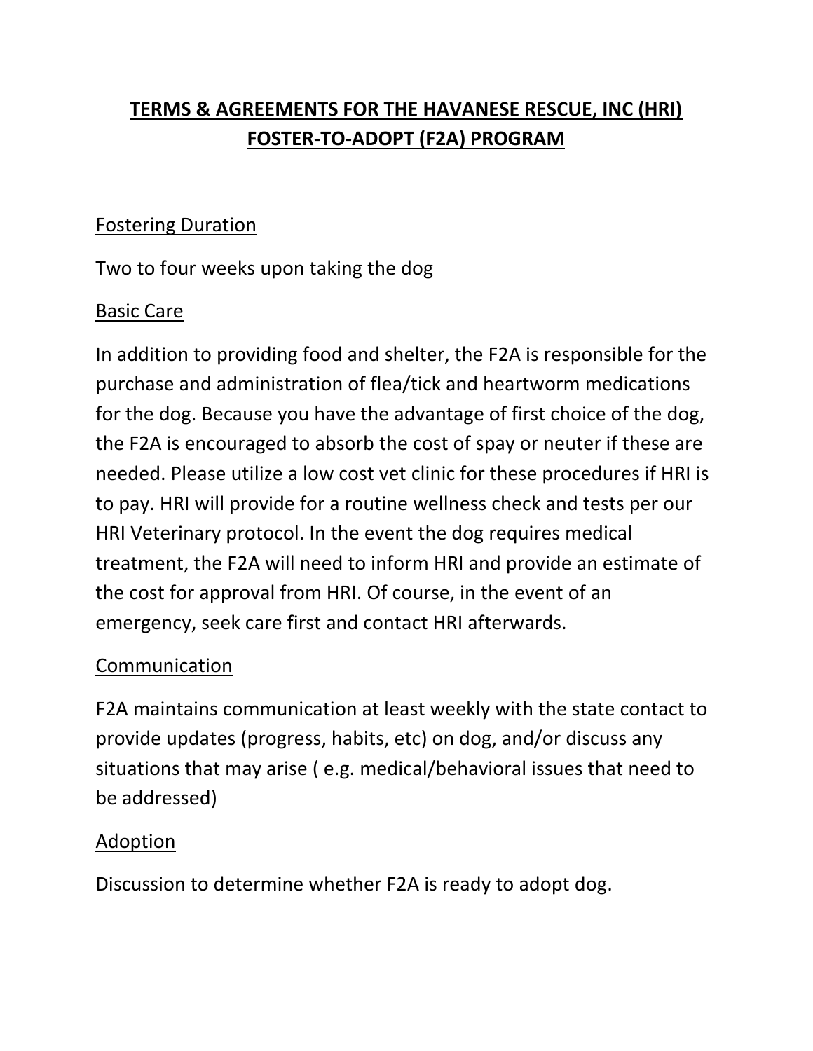# TERMS & AGREEMENTS FOR THE HAVANESE RESCUE, INC (HRI) FOSTER-TO-ADOPT (F2A) PROGRAM

## Fostering Duration

Two to four weeks upon taking the dog

## Basic Care

In addition to providing food and shelter, the F2A is responsible for the purchase and administration of flea/tick and heartworm medications for the dog. Because you have the advantage of first choice of the dog, the F2A is encouraged to absorb the cost of spay or neuter if these are needed. Please utilize a low cost vet clinic for these procedures if HRI is to pay. HRI will provide for a routine wellness check and tests per our HRI Veterinary protocol. In the event the dog requires medical treatment, the F2A will need to inform HRI and provide an estimate of the cost for approval from HRI. Of course, in the event of an emergency, seek care first and contact HRI afterwards.

## Communication

F2A maintains communication at least weekly with the state contact to provide updates (progress, habits, etc) on dog, and/or discuss any situations that may arise ( e.g. medical/behavioral issues that need to be addressed)

## Adoption

Discussion to determine whether F2A is ready to adopt dog.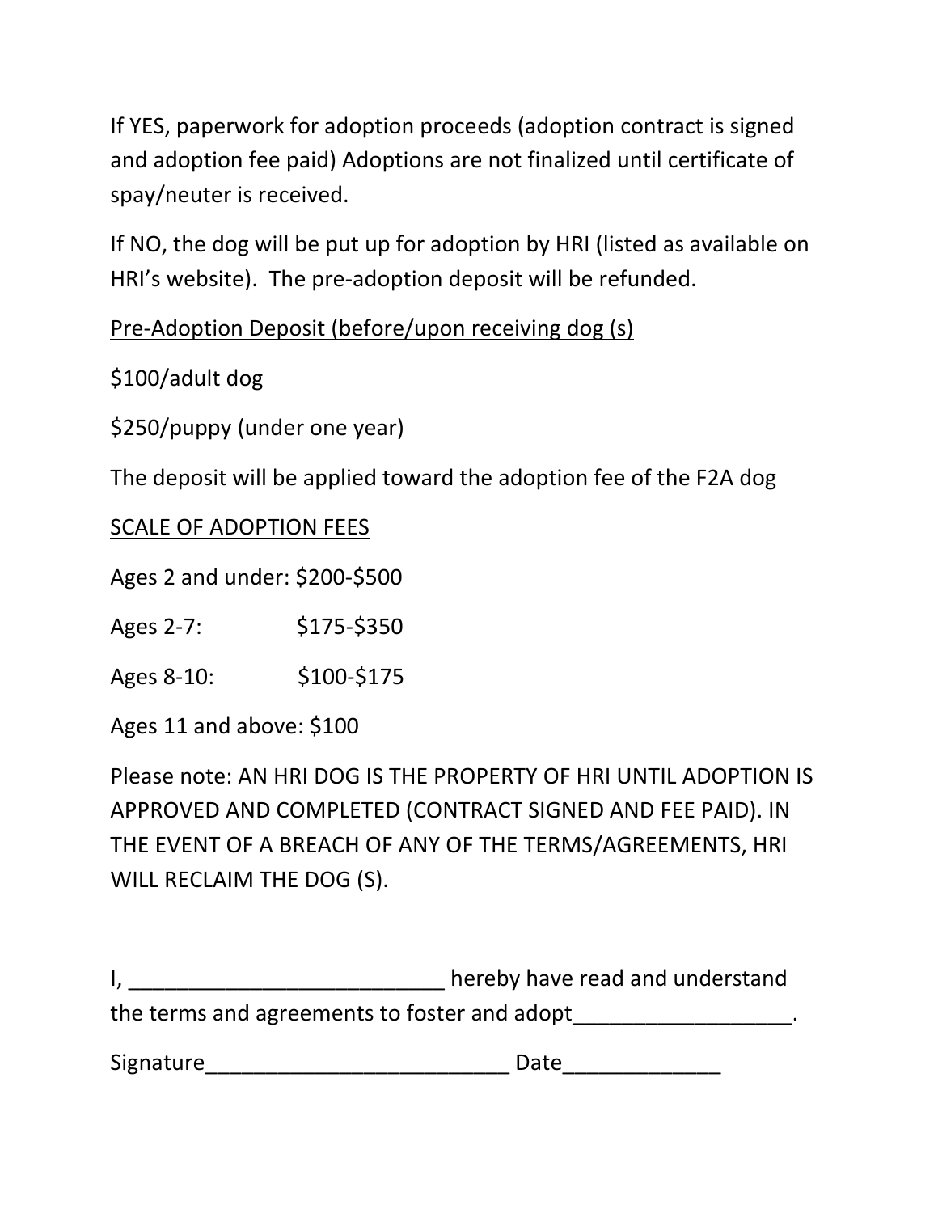If YES, paperwork for adoption proceeds (adoption contract is signed and adoption fee paid) Adoptions are not finalized until certificate of spay/neuter is received.

If NO, the dog will be put up for adoption by HRI (listed as available on HRI's website). The pre-adoption deposit will be refunded.

<u>Pre-Adoption Deposit (before/upon receiving dog (s)</u>

$100/adult dog

$250/puppy (under one year)

The deposit will be applied toward the adoption fee of the F2A dog

<u>SCALE OF ADOPTION FEES</u>

Ages 2 and under: $200-$500

Ages 2-7: $175-$350

Ages 8-10: $100-$175

Ages 11 and above: $100

Please note: AN HRI DOG IS THE PROPERTY OF HRI UNTIL ADOPTION IS APPROVED AND COMPLETED (CONTRACT SIGNED AND FEE PAID). IN THE EVENT OF A BREACH OF ANY OF THE TERMS/AGREEMENTS, HRI WILL RECLAIM THE DOG (S).

I, ___________________________ hereby have read and understand the terms and agreements to foster and adopt__________________.

Signature_________________________ Date_____________